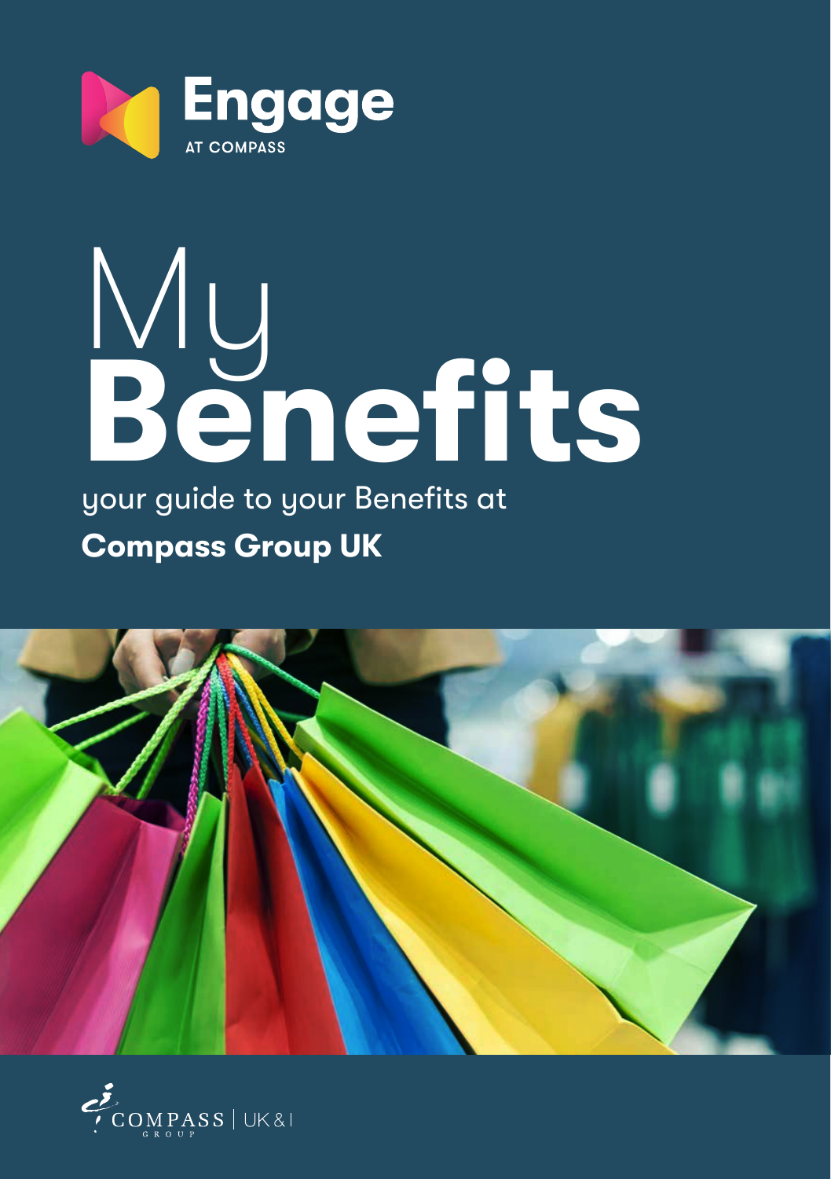Engage
AT COMPASS

# My Benefits

your guide to your Benefits at

**Compass Group UK**

COMPASS GROUP | UK & I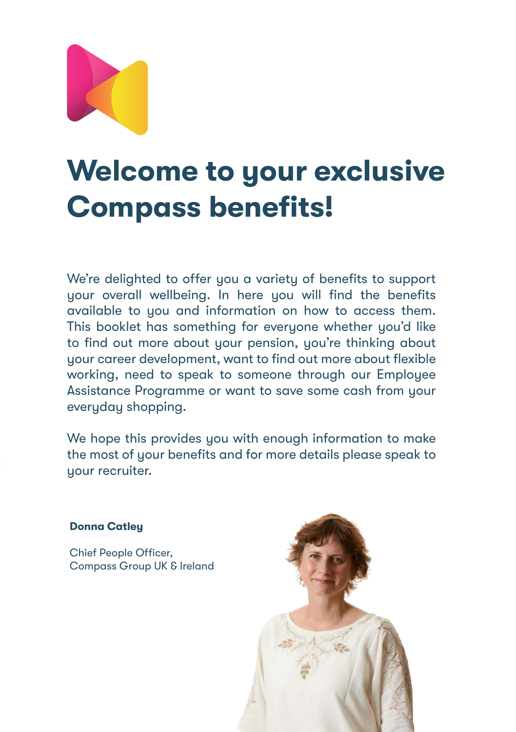# Welcome to your exclusive Compass benefits!

We're delighted to offer you a variety of benefits to support your overall wellbeing. In here you will find the benefits available to you and information on how to access them. This booklet has something for everyone whether you'd like to find out more about your pension, you're thinking about your career development, want to find out more about flexible working, need to speak to someone through our Employee Assistance Programme or want to save some cash from your everyday shopping.

We hope this provides you with enough information to make the most of your benefits and for more details please speak to your recruiter.

**Donna Catley**

Chief People Officer,
Compass Group UK & Ireland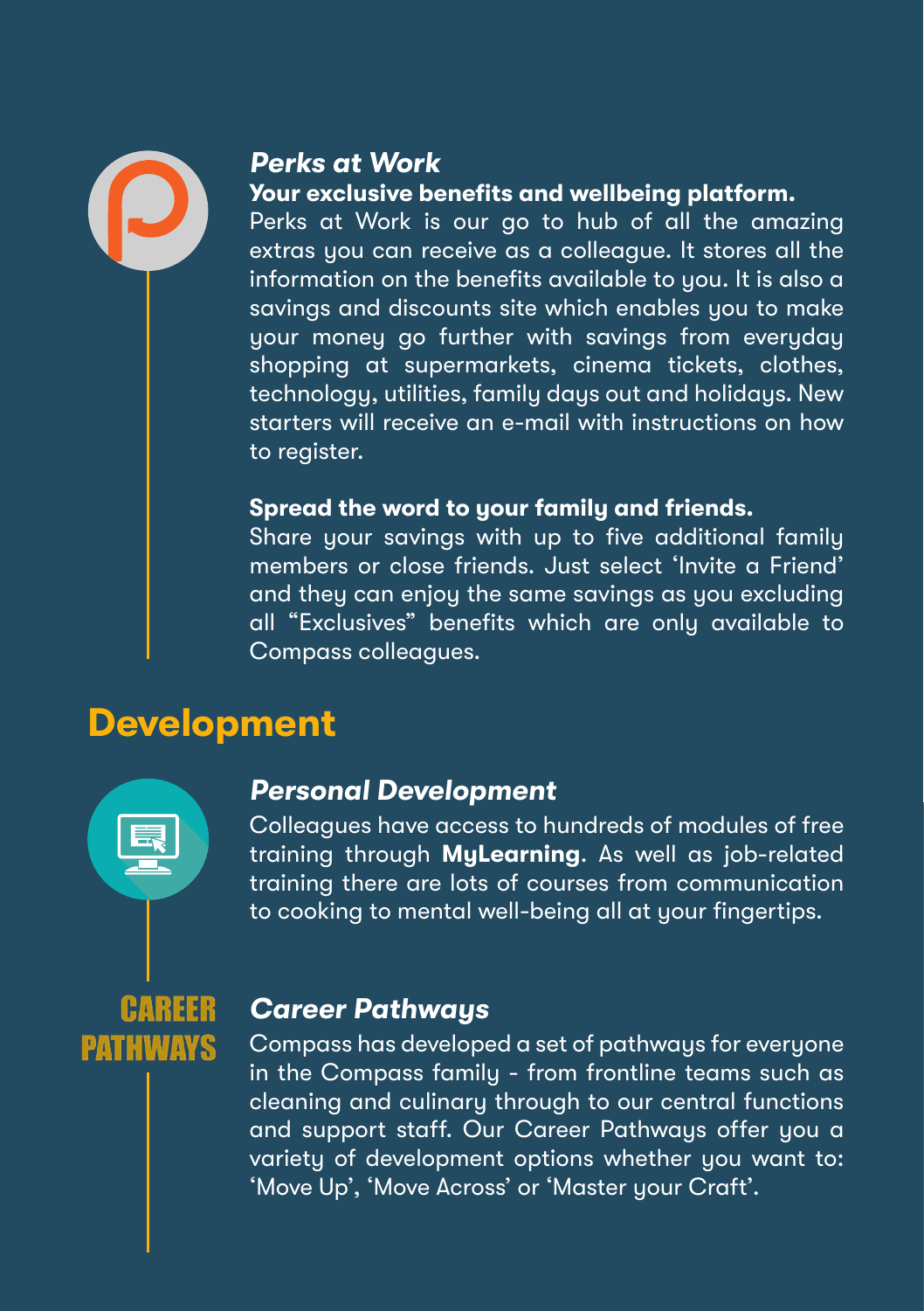### *Perks at Work*

**Your exclusive benefits and wellbeing platform.**
Perks at Work is our go to hub of all the amazing extras you can receive as a colleague. It stores all the information on the benefits available to you. It is also a savings and discounts site which enables you to make your money go further with savings from everyday shopping at supermarkets, cinema tickets, clothes, technology, utilities, family days out and holidays. New starters will receive an e-mail with instructions on how to register.

**Spread the word to your family and friends.**
Share your savings with up to five additional family members or close friends. Just select 'Invite a Friend' and they can enjoy the same savings as you excluding all "Exclusives" benefits which are only available to Compass colleagues.

## Development

### *Personal Development*

Colleagues have access to hundreds of modules of free training through **MyLearning**. As well as job-related training there are lots of courses from communication to cooking to mental well-being all at your fingertips.

CAREER PATHWAYS

### *Career Pathways*

Compass has developed a set of pathways for everyone in the Compass family - from frontline teams such as cleaning and culinary through to our central functions and support staff. Our Career Pathways offer you a variety of development options whether you want to: 'Move Up', 'Move Across' or 'Master your Craft'.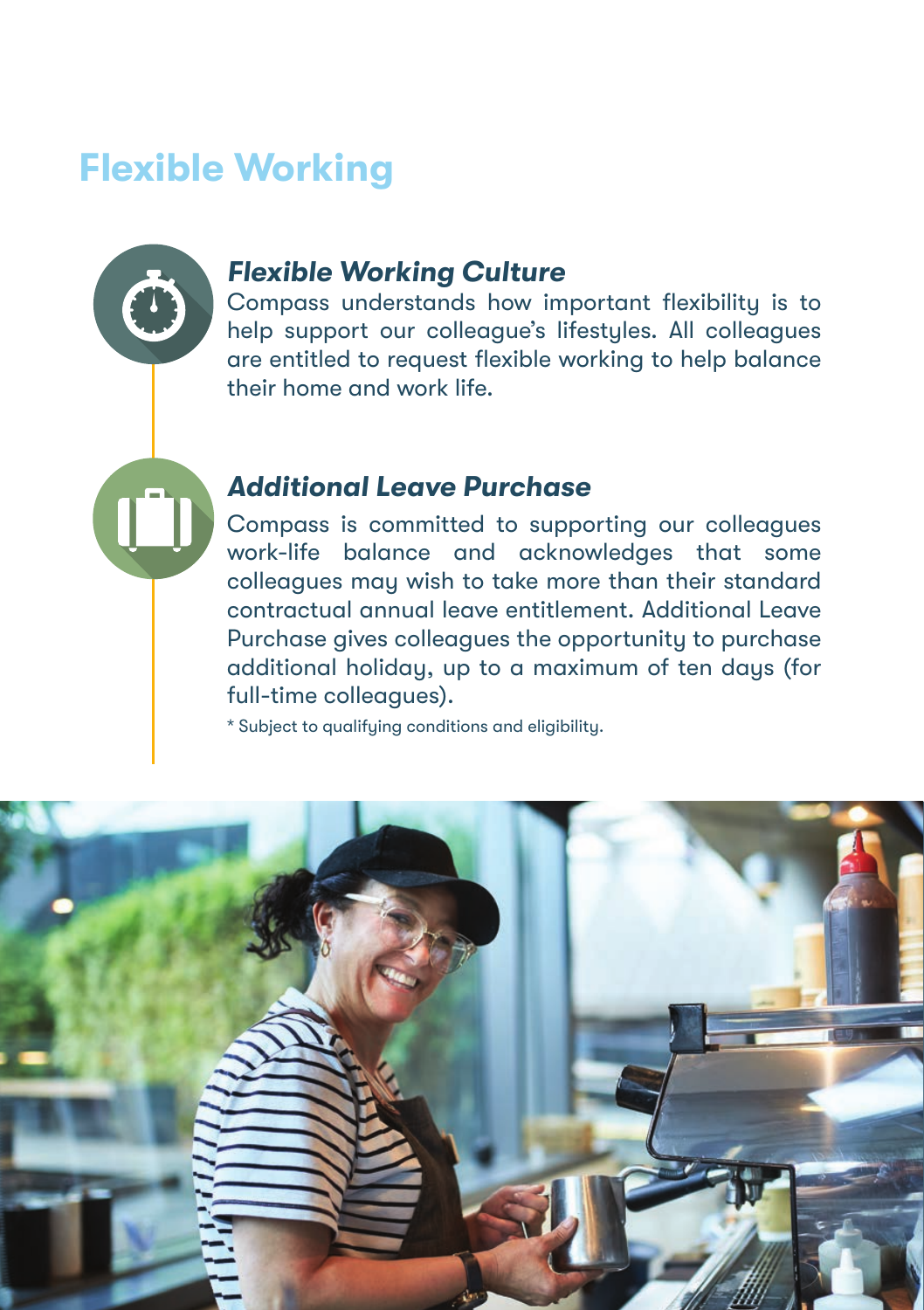# Flexible Working

### *Flexible Working Culture*

Compass understands how important flexibility is to help support our colleague's lifestyles. All colleagues are entitled to request flexible working to help balance their home and work life.

### *Additional Leave Purchase*

Compass is committed to supporting our colleagues work-life balance and acknowledges that some colleagues may wish to take more than their standard contractual annual leave entitlement. Additional Leave Purchase gives colleagues the opportunity to purchase additional holiday, up to a maximum of ten days (for full-time colleagues).

* Subject to qualifying conditions and eligibility.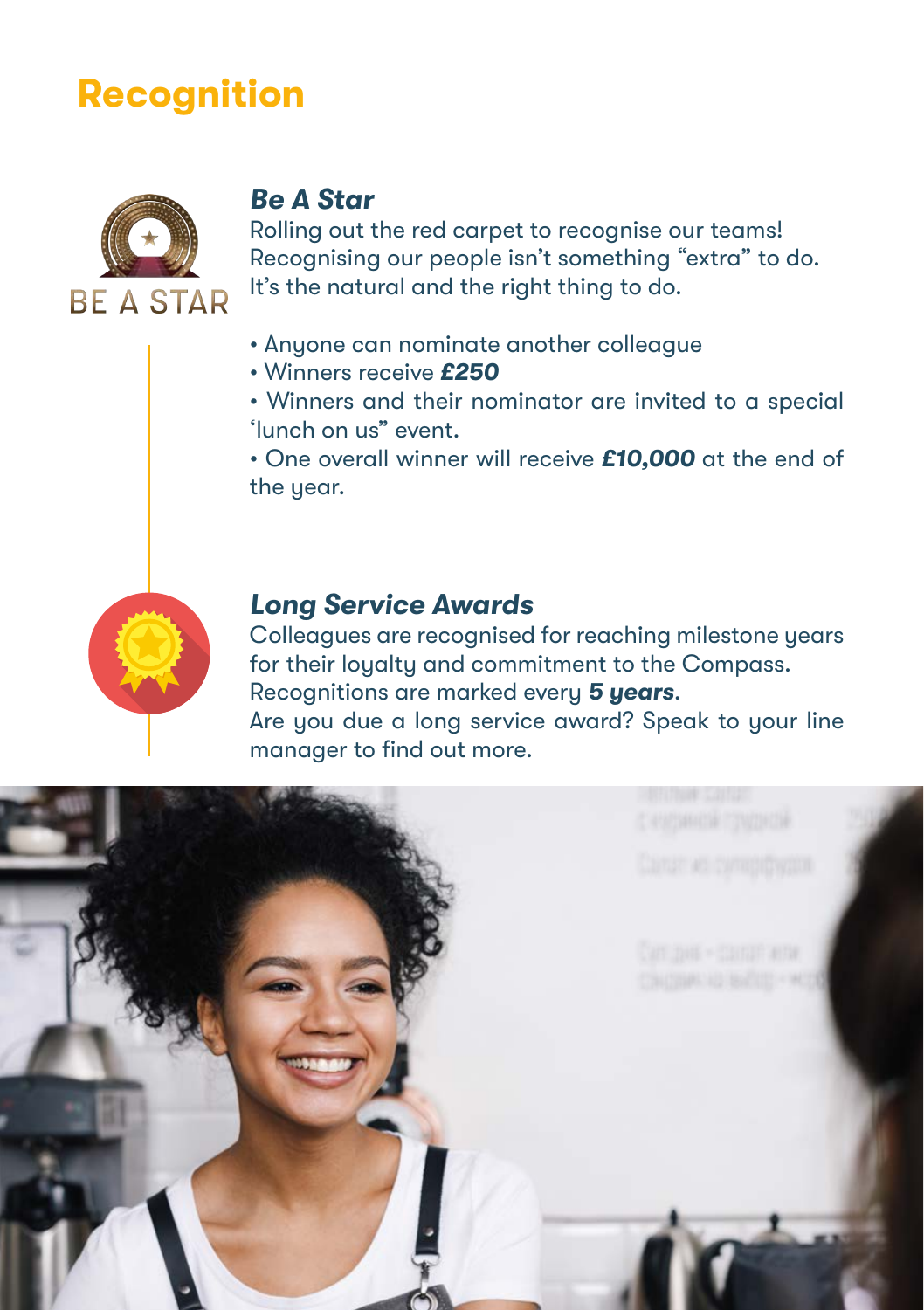# Recognition

### *Be A Star*

Rolling out the red carpet to recognise our teams! Recognising our people isn't something "extra" to do. It's the natural and the right thing to do.

- Anyone can nominate another colleague
- Winners receive ***£250***
- Winners and their nominator are invited to a special 'lunch on us" event.
- One overall winner will receive ***£10,000*** at the end of the year.

### *Long Service Awards*

Colleagues are recognised for reaching milestone years for their loyalty and commitment to the Compass. Recognitions are marked every ***5 years***.

Are you due a long service award? Speak to your line manager to find out more.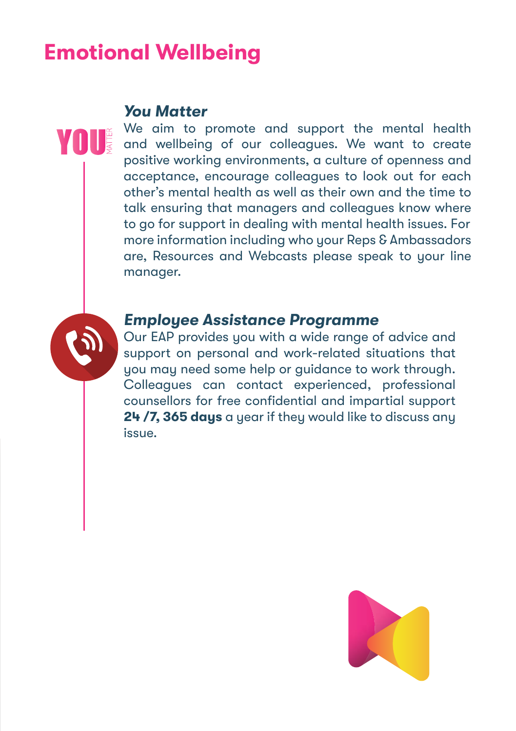# Emotional Wellbeing

### *You Matter*

We aim to promote and support the mental health and wellbeing of our colleagues. We want to create positive working environments, a culture of openness and acceptance, encourage colleagues to look out for each other's mental health as well as their own and the time to talk ensuring that managers and colleagues know where to go for support in dealing with mental health issues. For more information including who your Reps & Ambassadors are, Resources and Webcasts please speak to your line manager.

### *Employee Assistance Programme*

Our EAP provides you with a wide range of advice and support on personal and work-related situations that you may need some help or guidance to work through. Colleagues can contact experienced, professional counsellors for free confidential and impartial support **24 /7, 365 days** a year if they would like to discuss any issue.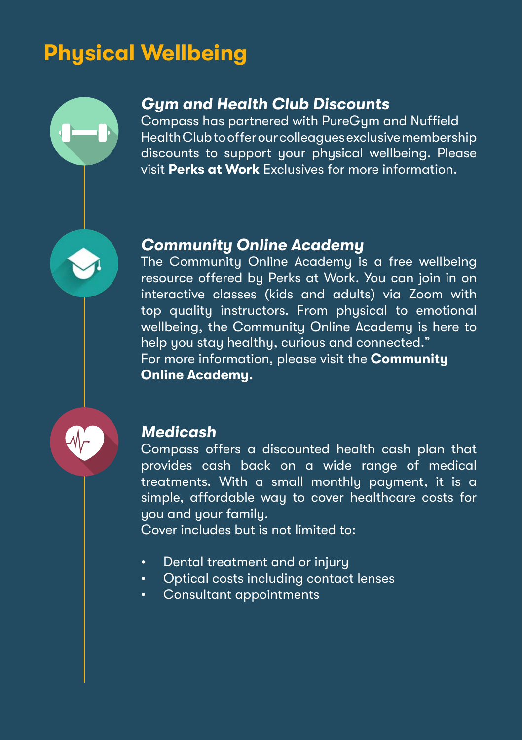# Physical Wellbeing

### *Gym and Health Club Discounts*

Compass has partnered with PureGym and Nuffield Health Club to offer our colleagues exclusive membership discounts to support your physical wellbeing. Please visit **Perks at Work** Exclusives for more information.

### *Community Online Academy*

The Community Online Academy is a free wellbeing resource offered by Perks at Work. You can join in on interactive classes (kids and adults) via Zoom with top quality instructors. From physical to emotional wellbeing, the Community Online Academy is here to help you stay healthy, curious and connected."
For more information, please visit the **Community Online Academy.**

### *Medicash*

Compass offers a discounted health cash plan that provides cash back on a wide range of medical treatments. With a small monthly payment, it is a simple, affordable way to cover healthcare costs for you and your family.
Cover includes but is not limited to:

- Dental treatment and or injury
- Optical costs including contact lenses
- Consultant appointments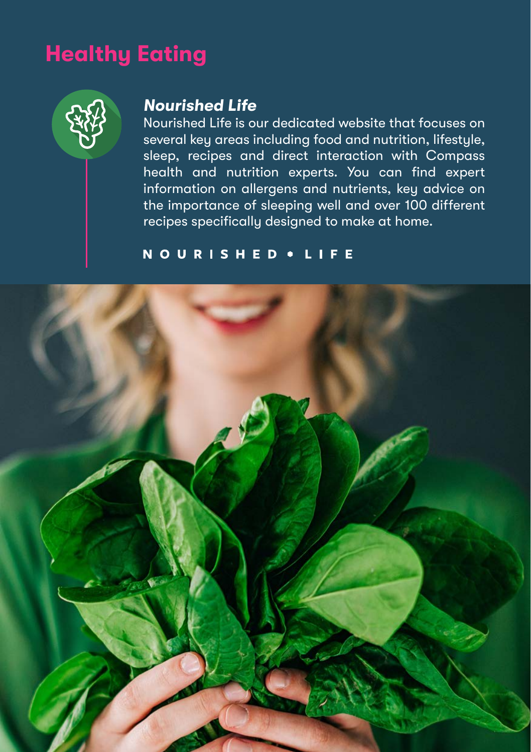# Healthy Eating

### *Nourished Life*

Nourished Life is our dedicated website that focuses on several key areas including food and nutrition, lifestyle, sleep, recipes and direct interaction with Compass health and nutrition experts. You can find expert information on allergens and nutrients, key advice on the importance of sleeping well and over 100 different recipes specifically designed to make at home.

**NOURISHED • LIFE**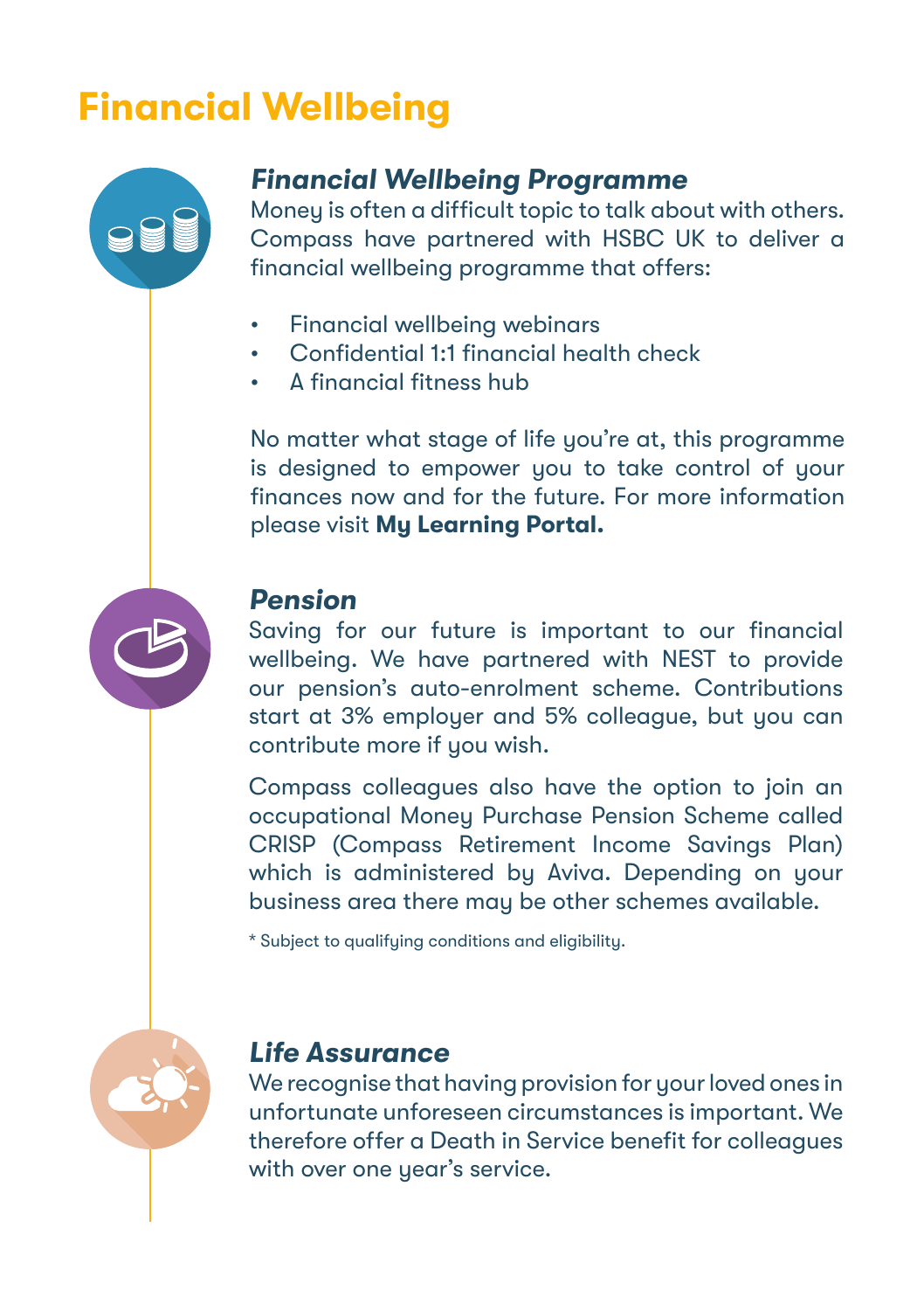# Financial Wellbeing

### *Financial Wellbeing Programme*

Money is often a difficult topic to talk about with others. Compass have partnered with HSBC UK to deliver a financial wellbeing programme that offers:

- Financial wellbeing webinars
- Confidential 1:1 financial health check
- A financial fitness hub

No matter what stage of life you're at, this programme is designed to empower you to take control of your finances now and for the future. For more information please visit **My Learning Portal.**

### *Pension*

Saving for our future is important to our financial wellbeing. We have partnered with NEST to provide our pension's auto-enrolment scheme. Contributions start at 3% employer and 5% colleague, but you can contribute more if you wish.

Compass colleagues also have the option to join an occupational Money Purchase Pension Scheme called CRISP (Compass Retirement Income Savings Plan) which is administered by Aviva. Depending on your business area there may be other schemes available.

* Subject to qualifying conditions and eligibility.

### *Life Assurance*

We recognise that having provision for your loved ones in unfortunate unforeseen circumstances is important. We therefore offer a Death in Service benefit for colleagues with over one year's service.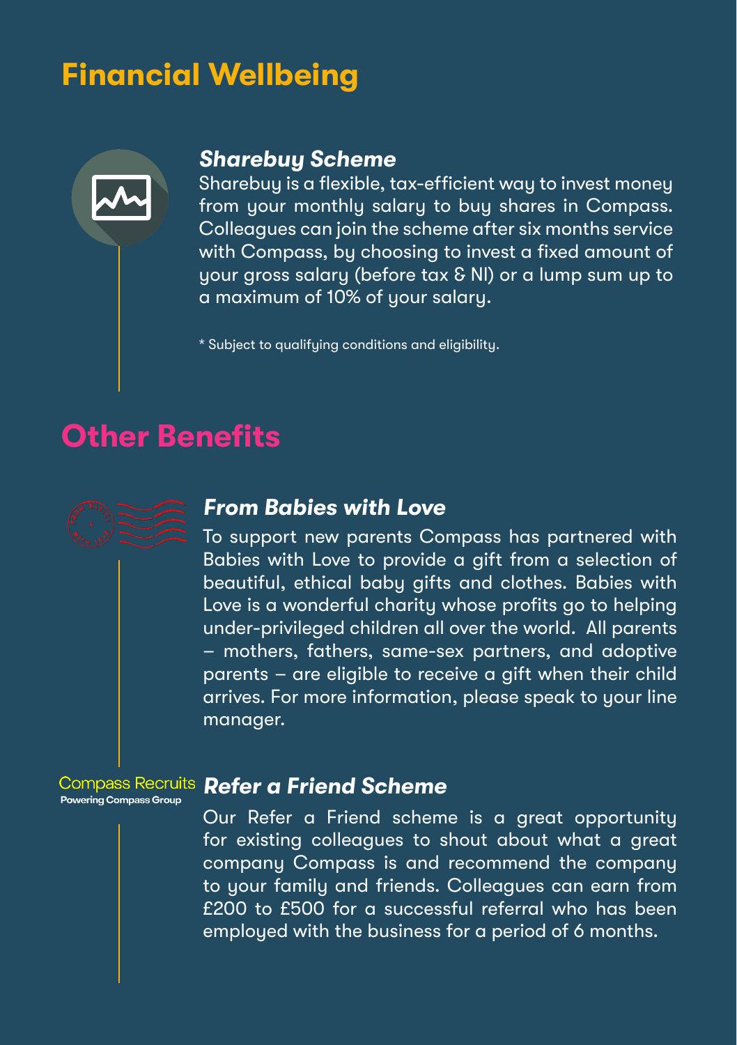# Financial Wellbeing

### *Sharebuy Scheme*

Sharebuy is a flexible, tax-efficient way to invest money from your monthly salary to buy shares in Compass. Colleagues can join the scheme after six months service with Compass, by choosing to invest a fixed amount of your gross salary (before tax & NI) or a lump sum up to a maximum of 10% of your salary.

* Subject to qualifying conditions and eligibility.

# Other Benefits

### *From Babies with Love*

To support new parents Compass has partnered with Babies with Love to provide a gift from a selection of beautiful, ethical baby gifts and clothes. Babies with Love is a wonderful charity whose profits go to helping under-privileged children all over the world. All parents – mothers, fathers, same-sex partners, and adoptive parents – are eligible to receive a gift when their child arrives. For more information, please speak to your line manager.

Compass Recruits
**Powering Compass Group**

### *Refer a Friend Scheme*

Our Refer a Friend scheme is a great opportunity for existing colleagues to shout about what a great company Compass is and recommend the company to your family and friends. Colleagues can earn from £200 to £500 for a successful referral who has been employed with the business for a period of 6 months.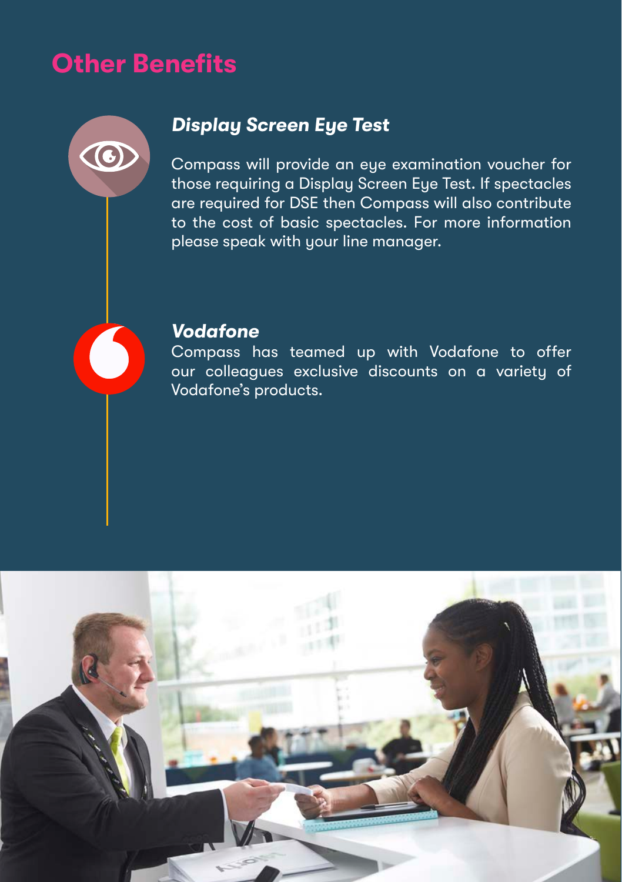# Other Benefits

### *Display Screen Eye Test*

Compass will provide an eye examination voucher for those requiring a Display Screen Eye Test. If spectacles are required for DSE then Compass will also contribute to the cost of basic spectacles. For more information please speak with your line manager.

### *Vodafone*

Compass has teamed up with Vodafone to offer our colleagues exclusive discounts on a variety of Vodafone's products.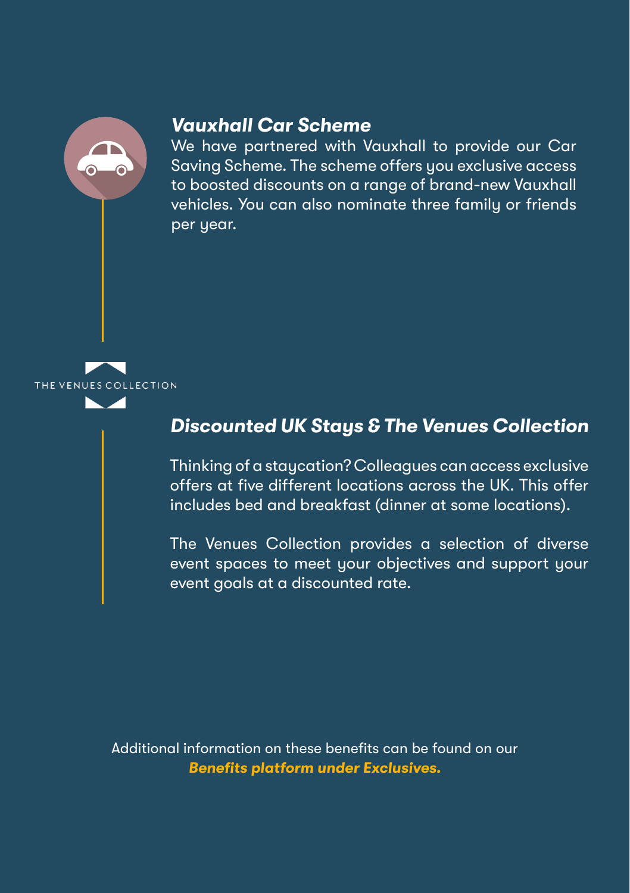### *Vauxhall Car Scheme*

We have partnered with Vauxhall to provide our Car Saving Scheme. The scheme offers you exclusive access to boosted discounts on a range of brand-new Vauxhall vehicles. You can also nominate three family or friends per year.

THE VENUES COLLECTION

### *Discounted UK Stays & The Venues Collection*

Thinking of a staycation? Colleagues can access exclusive offers at five different locations across the UK. This offer includes bed and breakfast (dinner at some locations).

The Venues Collection provides a selection of diverse event spaces to meet your objectives and support your event goals at a discounted rate.

Additional information on these benefits can be found on our ***Benefits platform under Exclusives.***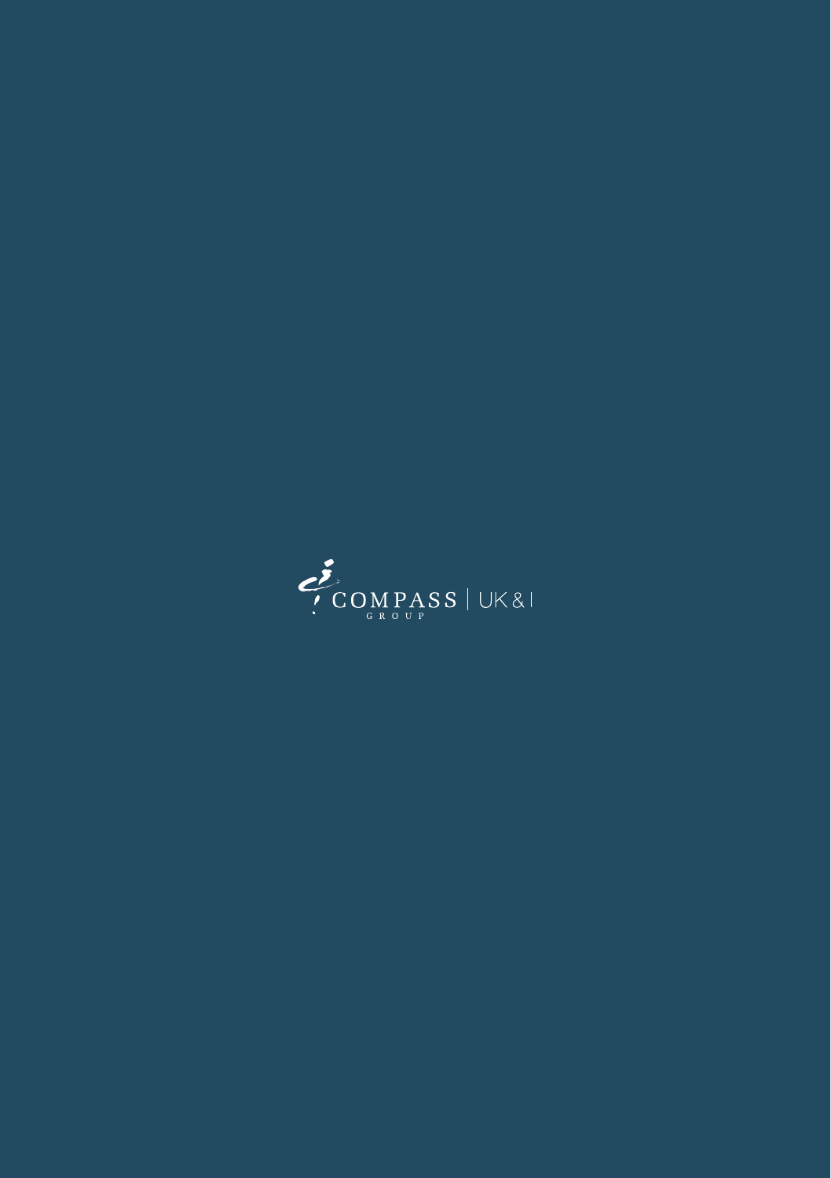COMPASS GROUP | UK & I